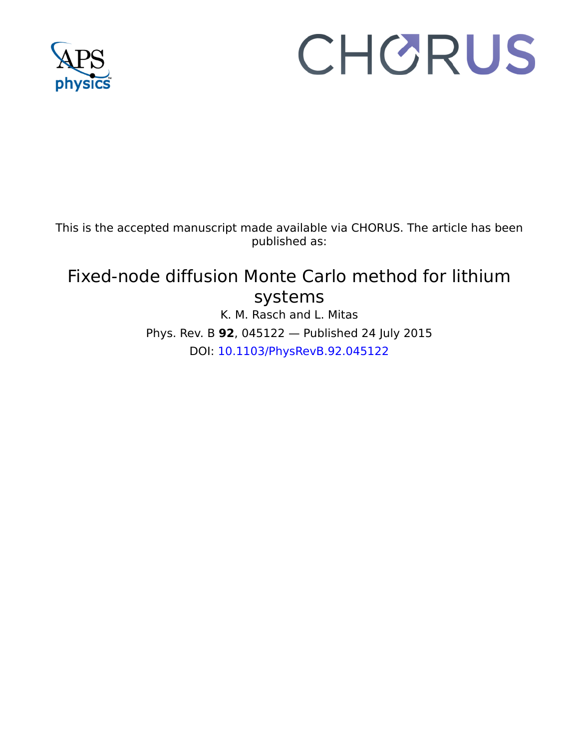This is the accepted manuscript made available via CHORUS. The article has been published as:

# Fixed-node diffusion Monte Carlo method for lithium systems

K. M. Rasch and L. Mitas

Phys. Rev. B **92**, 045122 — Published 24 July 2015

DOI: 10.1103/PhysRevB.92.045122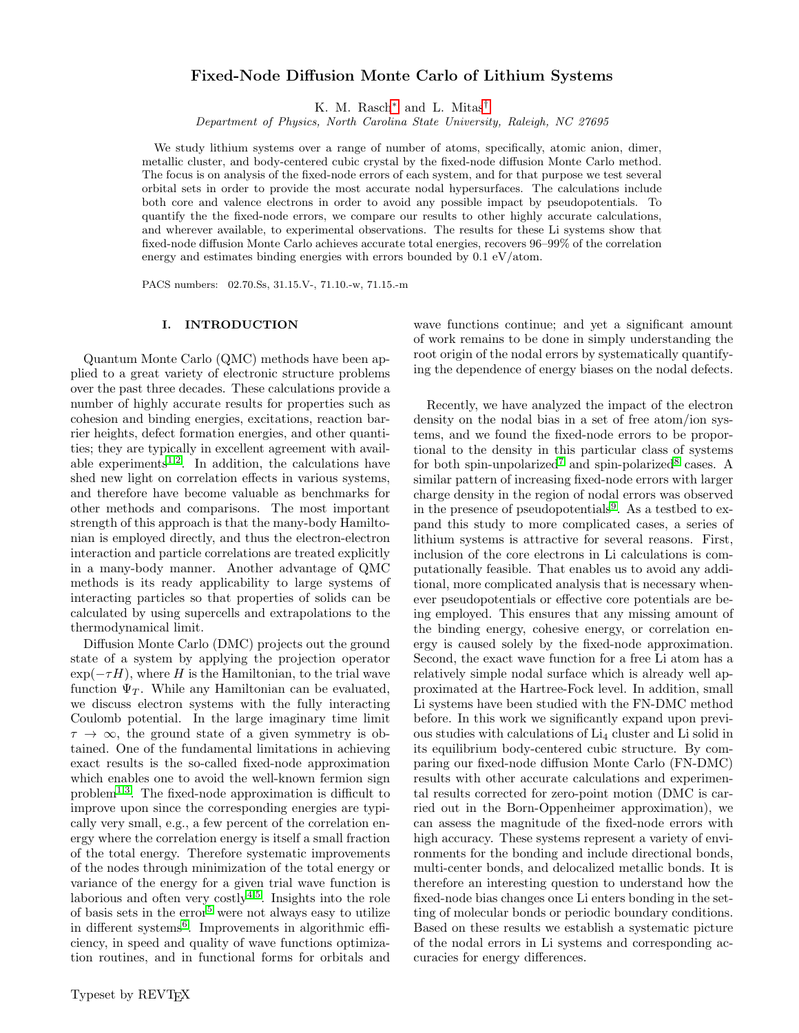# Fixed-Node Diffusion Monte Carlo of Lithium Systems

K. M. Rasch[*] and L. Mitas[†]

*Department of Physics, North Carolina State University, Raleigh, NC 27695*

We study lithium systems over a range of number of atoms, specifically, atomic anion, dimer, metallic cluster, and body-centered cubic crystal by the fixed-node diffusion Monte Carlo method. The focus is on analysis of the fixed-node errors of each system, and for that purpose we test several orbital sets in order to provide the most accurate nodal hypersurfaces. The calculations include both core and valence electrons in order to avoid any possible impact by pseudopotentials. To quantify the the fixed-node errors, we compare our results to other highly accurate calculations, and wherever available, to experimental observations. The results for these Li systems show that fixed-node diffusion Monte Carlo achieves accurate total energies, recovers 96–99% of the correlation energy and estimates binding energies with errors bounded by 0.1 eV/atom.

PACS numbers: 02.70.Ss, 31.15.V-, 71.10.-w, 71.15.-m

## I. INTRODUCTION

Quantum Monte Carlo (QMC) methods have been applied to a great variety of electronic structure problems over the past three decades. These calculations provide a number of highly accurate results for properties such as cohesion and binding energies, excitations, reaction barrier heights, defect formation energies, and other quantities; they are typically in excellent agreement with available experiments[1,2]. In addition, the calculations have shed new light on correlation effects in various systems, and therefore have become valuable as benchmarks for other methods and comparisons. The most important strength of this approach is that the many-body Hamiltonian is employed directly, and thus the electron-electron interaction and particle correlations are treated explicitly in a many-body manner. Another advantage of QMC methods is its ready applicability to large systems of interacting particles so that properties of solids can be calculated by using supercells and extrapolations to the thermodynamical limit.

Diffusion Monte Carlo (DMC) projects out the ground state of a system by applying the projection operator $\exp(-\tau H)$, where $H$ is the Hamiltonian, to the trial wave function $\Psi_T$. While any Hamiltonian can be evaluated, we discuss electron systems with the fully interacting Coulomb potential. In the large imaginary time limit $\tau \to \infty$, the ground state of a given symmetry is obtained. One of the fundamental limitations in achieving exact results is the so-called fixed-node approximation which enables one to avoid the well-known fermion sign problem[1,3]. The fixed-node approximation is difficult to improve upon since the corresponding energies are typically very small, e.g., a few percent of the correlation energy where the correlation energy is itself a small fraction of the total energy. Therefore systematic improvements of the nodes through minimization of the total energy or variance of the energy for a given trial wave function is laborious and often very costly[4,5]. Insights into the role of basis sets in the error[5] were not always easy to utilize in different systems[6]. Improvements in algorithmic efficiency, in speed and quality of wave functions optimization routines, and in functional forms for orbitals and wave functions continue; and yet a significant amount of work remains to be done in simply understanding the root origin of the nodal errors by systematically quantifying the dependence of energy biases on the nodal defects.

Recently, we have analyzed the impact of the electron density on the nodal bias in a set of free atom/ion systems, and we found the fixed-node errors to be proportional to the density in this particular class of systems for both spin-unpolarized[7] and spin-polarized[8] cases. A similar pattern of increasing fixed-node errors with larger charge density in the region of nodal errors was observed in the presence of pseudopotentials[9]. As a testbed to expand this study to more complicated cases, a series of lithium systems is attractive for several reasons. First, inclusion of the core electrons in Li calculations is computationally feasible. That enables us to avoid any additional, more complicated analysis that is necessary whenever pseudopotentials or effective core potentials are being employed. This ensures that any missing amount of the binding energy, cohesive energy, or correlation energy is caused solely by the fixed-node approximation. Second, the exact wave function for a free Li atom has a relatively simple nodal surface which is already well approximated at the Hartree-Fock level. In addition, small Li systems have been studied with the FN-DMC method before. In this work we significantly expand upon previous studies with calculations of $Li_4$ cluster and Li solid in its equilibrium body-centered cubic structure. By comparing our fixed-node diffusion Monte Carlo (FN-DMC) results with other accurate calculations and experimental results corrected for zero-point motion (DMC is carried out in the Born-Oppenheimer approximation), we can assess the magnitude of the fixed-node errors with high accuracy. These systems represent a variety of environments for the bonding and include directional bonds, multi-center bonds, and delocalized metallic bonds. It is therefore an interesting question to understand how the fixed-node bias changes once Li enters bonding in the setting of molecular bonds or periodic boundary conditions. Based on these results we establish a systematic picture of the nodal errors in Li systems and corresponding accuracies for energy differences.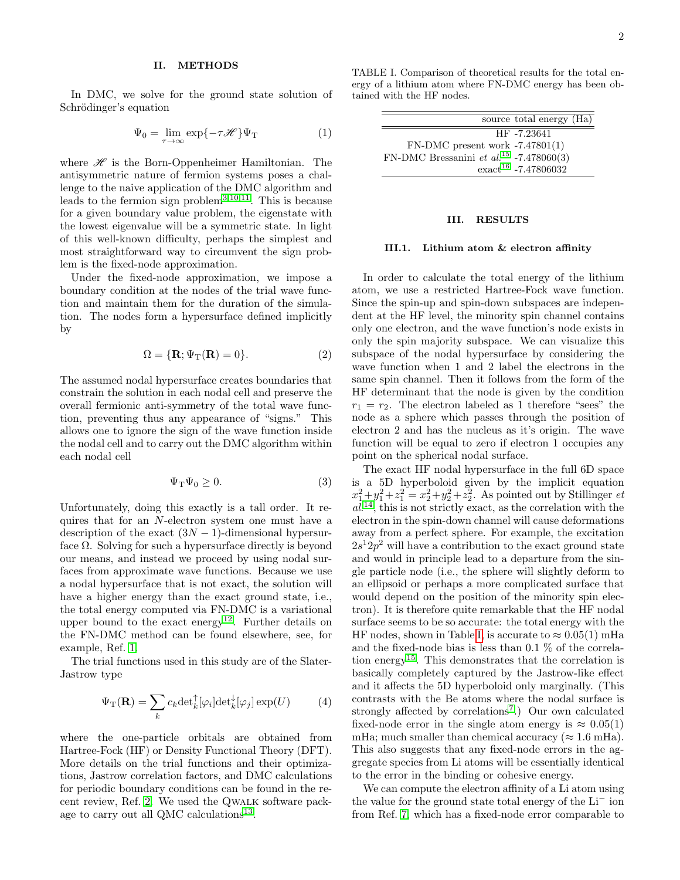## II. METHODS

In DMC, we solve for the ground state solution of Schrödinger's equation

$$\Psi_0 = \lim_{\tau\to\infty} \exp\{-\tau \mathscr{H}\}\Psi_\mathrm{T} \quad (1)$$

where $\mathscr{H}$ is the Born-Oppenheimer Hamiltonian. The antisymmetric nature of fermion systems poses a challenge to the naive application of the DMC algorithm and leads to the fermion sign problem[3,10,11]. This is because for a given boundary value problem, the eigenstate with the lowest eigenvalue will be a symmetric state. In light of this well-known difficulty, perhaps the simplest and most straightforward way to circumvent the sign problem is the fixed-node approximation.

Under the fixed-node approximation, we impose a boundary condition at the nodes of the trial wave function and maintain them for the duration of the simulation. The nodes form a hypersurface defined implicitly by

$$\Omega = \{\mathbf{R}; \Psi_\mathrm{T}(\mathbf{R}) = 0\}. \quad (2)$$

The assumed nodal hypersurface creates boundaries that constrain the solution in each nodal cell and preserve the overall fermionic anti-symmetry of the total wave function, preventing thus any appearance of "signs." This allows one to ignore the sign of the wave function inside the nodal cell and to carry out the DMC algorithm within each nodal cell

$$\Psi_\mathrm{T}\Psi_0 \geq 0. \quad (3)$$

Unfortunately, doing this exactly is a tall order. It requires that for an $N$-electron system one must have a description of the exact $(3N-1)$-dimensional hypersurface $\Omega$. Solving for such a hypersurface directly is beyond our means, and instead we proceed by using nodal surfaces from approximate wave functions. Because we use a nodal hypersurface that is not exact, the solution will have a higher energy than the exact ground state, i.e., the total energy computed via FN-DMC is a variational upper bound to the exact energy[12]. Further details on the FN-DMC method can be found elsewhere, see, for example, Ref. 1.

The trial functions used in this study are of the Slater-Jastrow type

$$\Psi_\mathrm{T}(\mathbf{R}) = \sum_k c_k \mathrm{det}_k^{\uparrow}[\varphi_i]\mathrm{det}_k^{\downarrow}[\varphi_j]\exp(U) \quad (4)$$

where the one-particle orbitals are obtained from Hartree-Fock (HF) or Density Functional Theory (DFT). More details on the trial functions and their optimizations, Jastrow correlation factors, and DMC calculations for periodic boundary conditions can be found in the recent review, Ref. 2. We used the QWALK software package to carry out all QMC calculations[13].

TABLE I. Comparison of theoretical results for the total energy of a lithium atom where FN-DMC energy has been obtained with the HF nodes.

| source | total energy (Ha) |
|---|---|
| HF | -7.23641 |
| FN-DMC present work | -7.47801(1) |
| FN-DMC Bressanini *et al.*[15] | -7.478060(3) |
| exact[16] | -7.47806032 |

## III. RESULTS

### III.1. Lithium atom & electron affinity

In order to calculate the total energy of the lithium atom, we use a restricted Hartree-Fock wave function. Since the spin-up and spin-down subspaces are independent at the HF level, the minority spin channel contains only one electron, and the wave function's node exists in only the spin majority subspace. We can visualize this subspace of the nodal hypersurface by considering the wave function when 1 and 2 label the electrons in the same spin channel. Then it follows from the form of the HF determinant that the node is given by the condition $r_1 = r_2$. The electron labeled as 1 therefore "sees" the node as a sphere which passes through the position of electron 2 and has the nucleus as it's origin. The wave function will be equal to zero if electron 1 occupies any point on the spherical nodal surface.

The exact HF nodal hypersurface in the full 6D space is a 5D hyperboloid given by the implicit equation $x_1^2+y_1^2+z_1^2 = x_2^2+y_2^2+z_2^2$. As pointed out by Stillinger *et al.*[14], this is not strictly exact, as the correlation with the electron in the spin-down channel will cause deformations away from a perfect sphere. For example, the excitation $2s^1 2p^2$ will have a contribution to the exact ground state and would in principle lead to a departure from the single particle node (i.e., the sphere will slightly deform to an ellipsoid or perhaps a more complicated surface that would depend on the position of the minority spin electron). It is therefore quite remarkable that the HF nodal surface seems to be so accurate: the total energy with the HF nodes, shown in Table I, is accurate to $\approx 0.05(1)$ mHa and the fixed-node bias is less than 0.1 % of the correlation energy[15]. This demonstrates that the correlation is basically completely captured by the Jastrow-like effect and it affects the 5D hyperboloid only marginally. (This contrasts with the Be atoms where the nodal surface is strongly affected by correlations[7].) Our own calculated fixed-node error in the single atom energy is $\approx 0.05(1)$ mHa; much smaller than chemical accuracy ($\approx 1.6$ mHa). This also suggests that any fixed-node errors in the aggregate species from Li atoms will be essentially identical to the error in the binding or cohesive energy.

We can compute the electron affinity of a Li atom using the value for the ground state total energy of the $Li^-$ ion from Ref. 7, which has a fixed-node error comparable to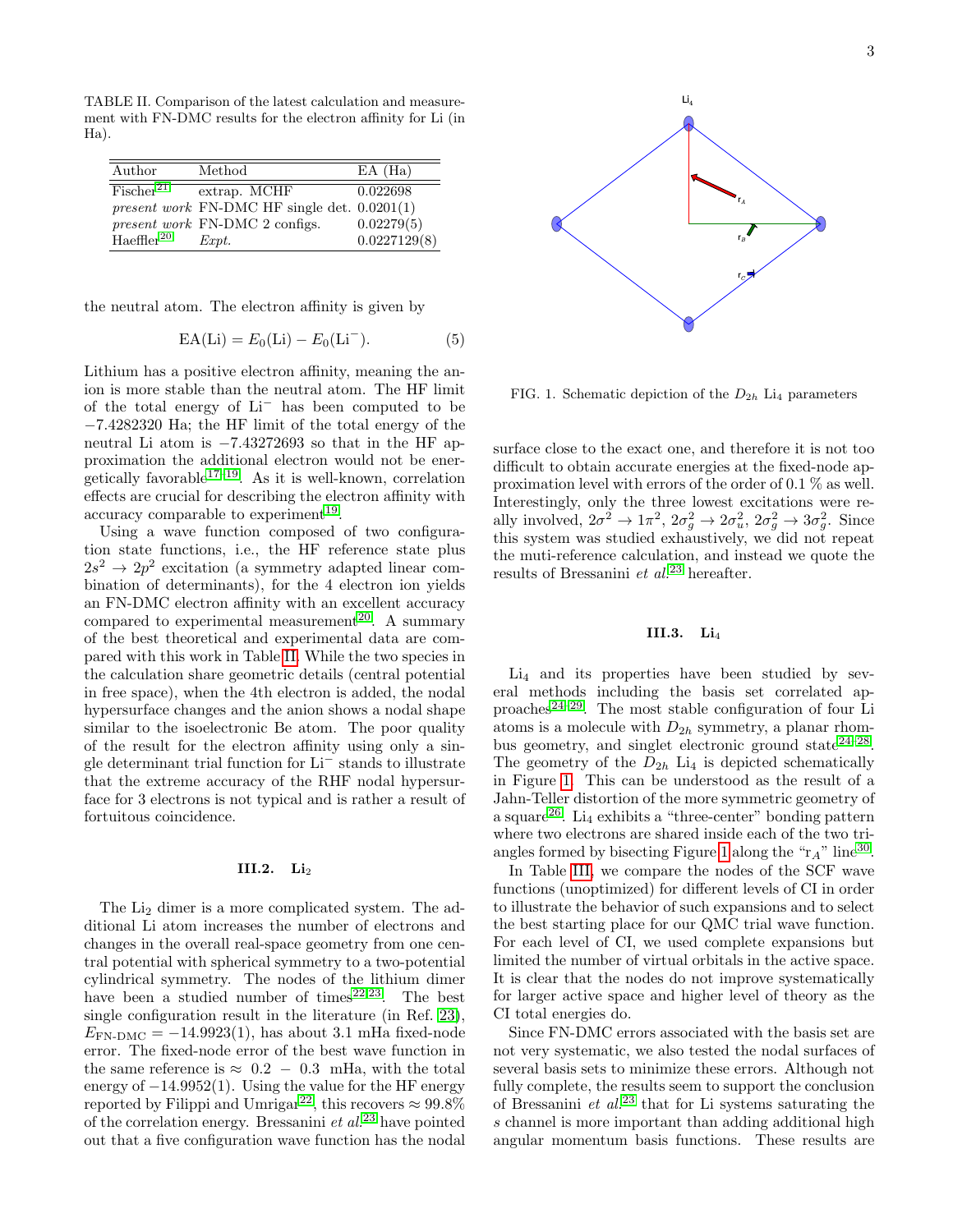TABLE II. Comparison of the latest calculation and measurement with FN-DMC results for the electron affinity for Li (in Ha).

| Author | Method | EA (Ha) |
|---|---|---|
| Fischer[21] | extrap. MCHF | 0.022698 |
| *present work* | FN-DMC HF single det. | 0.0201(1) |
| *present work* | FN-DMC 2 configs. | 0.02279(5) |
| Haeffler[20] | *Expt.* | 0.0227129(8) |

the neutral atom. The electron affinity is given by

$$\mathrm{EA(Li)} = E_0(\mathrm{Li}) - E_0(\mathrm{Li}^-). \tag{5}$$

Lithium has a positive electron affinity, meaning the anion is more stable than the neutral atom. The HF limit of the total energy of $Li^-$ has been computed to be −7.4282320 Ha; the HF limit of the total energy of the neutral Li atom is −7.43272693 so that in the HF approximation the additional electron would not be energetically favorable[17–19]. As it is well-known, correlation effects are crucial for describing the electron affinity with accuracy comparable to experiment[19].

Using a wave function composed of two configuration state functions, i.e., the HF reference state plus $2s^2 \to 2p^2$ excitation (a symmetry adapted linear combination of determinants), for the 4 electron ion yields an FN-DMC electron affinity with an excellent accuracy compared to experimental measurement[20]. A summary of the best theoretical and experimental data are compared with this work in Table II. While the two species in the calculation share geometric details (central potential in free space), when the 4th electron is added, the nodal hypersurface changes and the anion shows a nodal shape similar to the isoelectronic Be atom. The poor quality of the result for the electron affinity using only a single determinant trial function for $Li^-$ stands to illustrate that the extreme accuracy of the RHF nodal hypersurface for 3 electrons is not typical and is rather a result of fortuitous coincidence.

### III.2. $Li_2$

The $Li_2$ dimer is a more complicated system. The additional Li atom increases the number of electrons and changes in the overall real-space geometry from one central potential with spherical symmetry to a two-potential cylindrical symmetry. The nodes of the lithium dimer have been a studied number of times[22,23]. The best single configuration result in the literature (in Ref. [23]), $E_{\text{FN-DMC}} = -14.9923(1)$, has about 3.1 mHa fixed-node error. The fixed-node error of the best wave function in the same reference is $\approx 0.2 - 0.3$ mHa, with the total energy of −14.9952(1). Using the value for the HF energy reported by Filippi and Umrigar[22], this recovers ≈ 99.8% of the correlation energy. Bressanini *et al.*[23] have pointed out that a five configuration wave function has the nodal surface close to the exact one, and therefore it is not too difficult to obtain accurate energies at the fixed-node approximation level with errors of the order of 0.1 % as well. Interestingly, only the three lowest excitations were really involved, $2\sigma^2 \to 1\pi^2$, $2\sigma_g^2 \to 2\sigma_u^2$, $2\sigma_g^2 \to 3\sigma_g^2$. Since this system was studied exhaustively, we did not repeat the muti-reference calculation, and instead we quote the results of Bressanini *et al.*[23] hereafter.

FIG. 1. Schematic depiction of the $D_{2h}$ $Li_4$ parameters

### III.3. $Li_4$

$Li_4$ and its properties have been studied by several methods including the basis set correlated approaches[24–29]. The most stable configuration of four Li atoms is a molecule with $D_{2h}$ symmetry, a planar rhombus geometry, and singlet electronic ground state[24,28]. The geometry of the $D_{2h}$ $Li_4$ is depicted schematically in Figure 1. This can be understood as the result of a Jahn-Teller distortion of the more symmetric geometry of a square[26]. $Li_4$ exhibits a "three-center" bonding pattern where two electrons are shared inside each of the two triangles formed by bisecting Figure 1 along the "$r_A$" line[30].

In Table III, we compare the nodes of the SCF wave functions (unoptimized) for different levels of CI in order to illustrate the behavior of such expansions and to select the best starting place for our QMC trial wave function. For each level of CI, we used complete expansions but limited the number of virtual orbitals in the active space. It is clear that the nodes do not improve systematically for larger active space and higher level of theory as the CI total energies do.

Since FN-DMC errors associated with the basis set are not very systematic, we also tested the nodal surfaces of several basis sets to minimize these errors. Although not fully complete, the results seem to support the conclusion of Bressanini *et al.*[23] that for Li systems saturating the *s* channel is more important than adding additional high angular momentum basis functions. These results are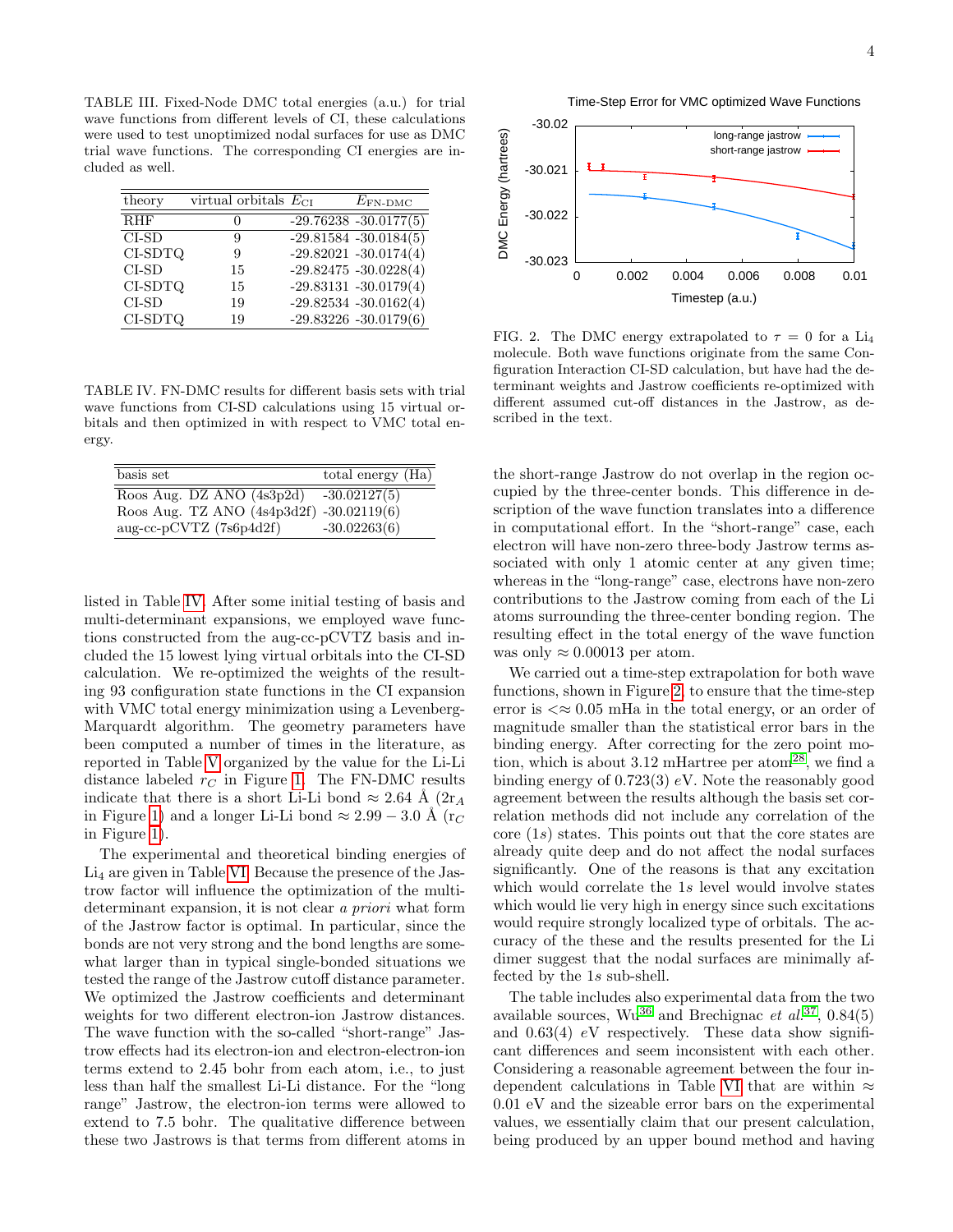TABLE III. Fixed-Node DMC total energies (a.u.) for trial wave functions from different levels of CI, these calculations were used to test unoptimized nodal surfaces for use as DMC trial wave functions. The corresponding CI energies are included as well.

| theory | virtual orbitals | $E_{\rm CI}$ | $E_{\rm FN\text{-}DMC}$ |
|---|---|---|---|
| RHF | 0 | -29.76238 | -30.0177(5) |
| CI-SD | 9 | -29.81584 | -30.0184(5) |
| CI-SDTQ | 9 | -29.82021 | -30.0174(4) |
| CI-SD | 15 | -29.82475 | -30.0228(4) |
| CI-SDTQ | 15 | -29.83131 | -30.0179(4) |
| CI-SD | 19 | -29.82534 | -30.0162(4) |
| CI-SDTQ | 19 | -29.83226 | -30.0179(6) |

TABLE IV. FN-DMC results for different basis sets with trial wave functions from CI-SD calculations using 15 virtual orbitals and then optimized in with respect to VMC total energy.

| basis set | total energy (Ha) |
|---|---|
| Roos Aug. DZ ANO (4s3p2d) | -30.02127(5) |
| Roos Aug. TZ ANO (4s4p3d2f) | -30.02119(6) |
| aug-cc-pCVTZ (7s6p4d2f) | -30.02263(6) |

listed in Table IV. After some initial testing of basis and multi-determinant expansions, we employed wave functions constructed from the aug-cc-pCVTZ basis and included the 15 lowest lying virtual orbitals into the CI-SD calculation. We re-optimized the weights of the resulting 93 configuration state functions in the CI expansion with VMC total energy minimization using a Levenberg-Marquardt algorithm. The geometry parameters have been computed a number of times in the literature, as reported in Table V organized by the value for the Li-Li distance labeled $r_C$ in Figure 1. The FN-DMC results indicate that there is a short Li-Li bond $\approx 2.64$ Å ($2r_A$ in Figure 1) and a longer Li-Li bond $\approx 2.99-3.0$ Å ($r_C$ in Figure 1).

The experimental and theoretical binding energies of $Li_4$ are given in Table VI. Because the presence of the Jastrow factor will influence the optimization of the multi-determinant expansion, it is not clear *a priori* what form of the Jastrow factor is optimal. In particular, since the bonds are not very strong and the bond lengths are somewhat larger than in typical single-bonded situations we tested the range of the Jastrow cutoff distance parameter. We optimized the Jastrow coefficients and determinant weights for two different electron-ion Jastrow distances. The wave function with the so-called "short-range" Jastrow effects had its electron-ion and electron-electron-ion terms extend to 2.45 bohr from each atom, i.e., to just less than half the smallest Li-Li distance. For the "long range" Jastrow, the electron-ion terms were allowed to extend to 7.5 bohr. The qualitative difference between these two Jastrows is that terms from different atoms in

Time-Step Error for VMC optimized Wave Functions

FIG. 2. The DMC energy extrapolated to $\tau = 0$ for a $Li_4$ molecule. Both wave functions originate from the same Configuration Interaction CI-SD calculation, but have had the determinant weights and Jastrow coefficients re-optimized with different assumed cut-off distances in the Jastrow, as described in the text.

the short-range Jastrow do not overlap in the region occupied by the three-center bonds. This difference in description of the wave function translates into a difference in computational effort. In the "short-range" case, each electron will have non-zero three-body Jastrow terms associated with only 1 atomic center at any given time; whereas in the "long-range" case, electrons have non-zero contributions to the Jastrow coming from each of the Li atoms surrounding the three-center bonding region. The resulting effect in the total energy of the wave function was only $\approx 0.00013$ per atom.

We carried out a time-step extrapolation for both wave functions, shown in Figure 2, to ensure that the time-step error is $<\approx 0.05$ mHa in the total energy, or an order of magnitude smaller than the statistical error bars in the binding energy. After correcting for the zero point motion, which is about 3.12 mHartree per atom[28], we find a binding energy of 0.723(3) $eV$. Note the reasonably good agreement between the results although the basis set correlation methods did not include any correlation of the core (1$s$) states. This points out that the core states are already quite deep and do not affect the nodal surfaces significantly. One of the reasons is that any excitation which would correlate the 1$s$ level would involve states which would lie very high in energy since such excitations would require strongly localized type of orbitals. The accuracy of the these and the results presented for the Li dimer suggest that the nodal surfaces are minimally affected by the 1$s$ sub-shell.

The table includes also experimental data from the two available sources, Wu[36] and Brechignac *et al.*[37], 0.84(5) and 0.63(4) $eV$ respectively. These data show significant differences and seem inconsistent with each other. Considering a reasonable agreement between the four independent calculations in Table VI that are within $\approx$ 0.01 eV and the sizeable error bars on the experimental values, we essentially claim that our present calculation, being produced by an upper bound method and having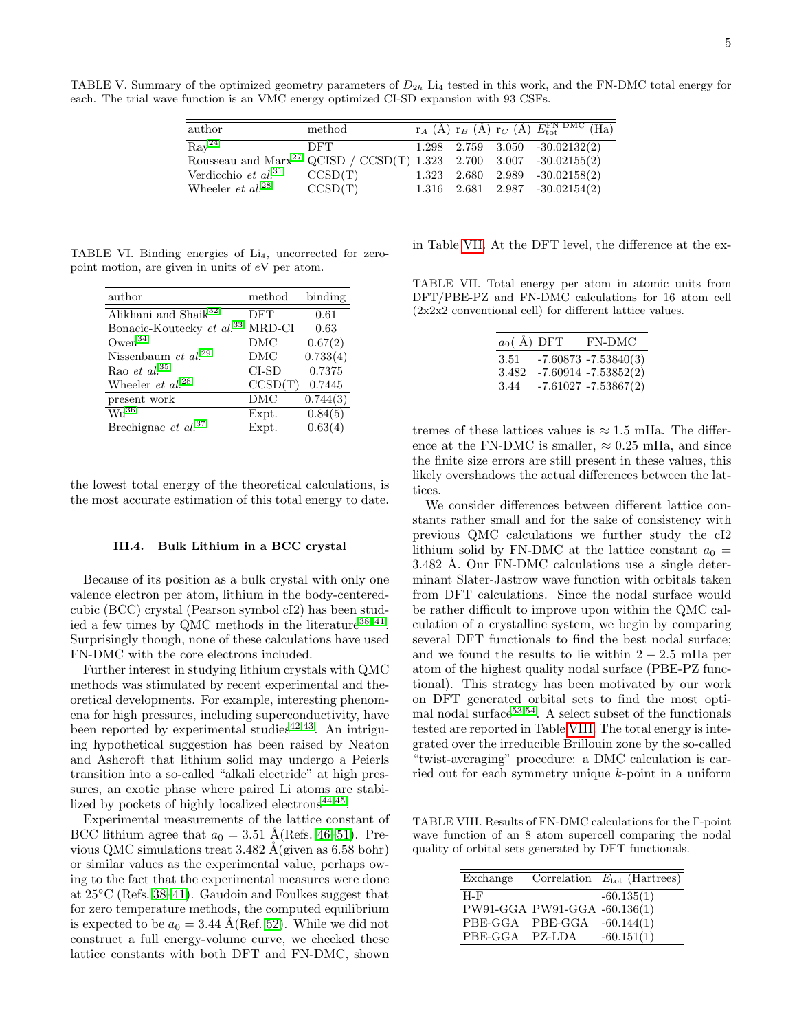TABLE V. Summary of the optimized geometry parameters of $D_{2h}$ $Li_4$ tested in this work, and the FN-DMC total energy for each. The trial wave function is an VMC energy optimized CI-SD expansion with 93 CSFs.

| author | method | $r_A$ (Å) | $r_B$ (Å) | $r_C$ (Å) | $E_{\rm tot}^{\rm FN\text{-}DMC}$ (Ha) |
|---|---|---|---|---|---|
| Ray[24] | DFT | 1.298 | 2.759 | 3.050 | -30.02132(2) |
| Rousseau and Marx[27] | QCISD / CCSD(T) | 1.323 | 2.700 | 3.007 | -30.02155(2) |
| Verdicchio *et al.*[31] | CCSD(T) | 1.323 | 2.680 | 2.989 | -30.02158(2) |
| Wheeler *et al.*[28] | CCSD(T) | 1.316 | 2.681 | 2.987 | -30.02154(2) |

TABLE VI. Binding energies of $Li_4$, uncorrected for zero-point motion, are given in units of $e$V per atom.

| author | method | binding |
|---|---|---|
| Alikhani and Shaik[32] | DFT | 0.61 |
| Bonacic-Koutecky *et al.*[33] | MRD-CI | 0.63 |
| Owen[34] | DMC | 0.67(2) |
| Nissenbaum *et al.*[29] | DMC | 0.733(4) |
| Rao *et al.*[35] | CI-SD | 0.7375 |
| Wheeler *et al.*[28] | CCSD(T) | 0.7445 |
| present work | DMC | 0.744(3) |
| Wu[36] | Expt. | 0.84(5) |
| Brechignac *et al.*[37] | Expt. | 0.63(4) |

the lowest total energy of the theoretical calculations, is the most accurate estimation of this total energy to date.

### III.4. Bulk Lithium in a BCC crystal

Because of its position as a bulk crystal with only one valence electron per atom, lithium in the body-centered-cubic (BCC) crystal (Pearson symbol cI2) has been studied a few times by QMC methods in the literature[38–41]. Surprisingly though, none of these calculations have used FN-DMC with the core electrons included.

Further interest in studying lithium crystals with QMC methods was stimulated by recent experimental and theoretical developments. For example, interesting phenomena for high pressures, including superconductivity, have been reported by experimental studies[42,43]. An intriguing hypothetical suggestion has been raised by Neaton and Ashcroft that lithium solid may undergo a Peierls transition into a so-called "alkali electride" at high pressures, an exotic phase where paired Li atoms are stabilized by pockets of highly localized electrons[44,45].

Experimental measurements of the lattice constant of BCC lithium agree that $a_0 = 3.51$ Å(Refs. 46–51). Previous QMC simulations treat 3.482 Å(given as 6.58 bohr) or similar values as the experimental value, perhaps owing to the fact that the experimental measures were done at 25°C (Refs. 38–41). Gaudoin and Foulkes suggest that for zero temperature methods, the computed equilibrium is expected to be $a_0 = 3.44$ Å(Ref. 52). While we did not construct a full energy-volume curve, we checked these lattice constants with both DFT and FN-DMC, shown in Table VII. At the DFT level, the difference at the extremes of these lattices values is ≈ 1.5 mHa. The difference at the FN-DMC is smaller, ≈ 0.25 mHa, and since the finite size errors are still present in these values, this likely overshadows the actual differences between the lattices.

TABLE VII. Total energy per atom in atomic units from DFT/PBE-PZ and FN-DMC calculations for 16 atom cell (2x2x2 conventional cell) for different lattice values.

| $a_0$( Å) | DFT | FN-DMC |
|---|---|---|
| 3.51 | -7.60873 | -7.53840(3) |
| 3.482 | -7.60914 | -7.53852(2) |
| 3.44 | -7.61027 | -7.53867(2) |

We consider differences between different lattice constants rather small and for the sake of consistency with previous QMC calculations we further study the cI2 lithium solid by FN-DMC at the lattice constant $a_0 = 3.482$ Å. Our FN-DMC calculations use a single determinant Slater-Jastrow wave function with orbitals taken from DFT calculations. Since the nodal surface would be rather difficult to improve upon within the QMC calculation of a crystalline system, we begin by comparing several DFT functionals to find the best nodal surface; and we found the results to lie within $2-2.5$ mHa per atom of the highest quality nodal surface (PBE-PZ functional). This strategy has been motivated by our work on DFT generated orbital sets to find the most optimal nodal surface[53,54]. A select subset of the functionals tested are reported in Table VIII. The total energy is integrated over the irreducible Brillouin zone by the so-called "twist-averaging" procedure: a DMC calculation is carried out for each symmetry unique $k$-point in a uniform

TABLE VIII. Results of FN-DMC calculations for the Γ-point wave function of an 8 atom supercell comparing the nodal quality of orbital sets generated by DFT functionals.

| Exchange | Correlation | $E_{\rm tot}$ (Hartrees) |
|---|---|---|
| H-F | | -60.135(1) |
| PW91-GGA | PW91-GGA | -60.136(1) |
| PBE-GGA | PBE-GGA | -60.144(1) |
| PBE-GGA | PZ-LDA | -60.151(1) |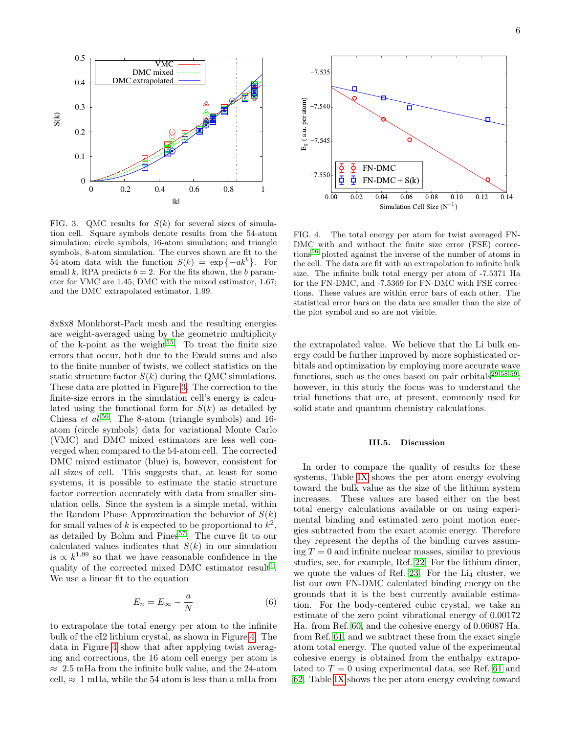FIG. 3. QMC results for $S(k)$ for several sizes of simulation cell. Square symbols denote results from the 54-atom simulation; circle symbols, 16-atom simulation; and triangle symbols, 8-atom simulation. The curves shown are fit to the 54-atom data with the function $S(k) = \exp\{-ak^b\}$. For small $k$, RPA predicts $b = 2$. For the fits shown, the $b$ parameter for VMC are 1.45; DMC with the mixed estimator, 1.67; and the DMC extrapolated estimator, 1.99.

FIG. 4. The total energy per atom for twist averaged FN-DMC with and without the finite size error (FSE) corrections[56] plotted against the inverse of the number of atoms in the cell. The data are fit with an extrapolation to infinite bulk size. The infinite bulk total energy per atom of -7.5371 Ha for the FN-DMC, and -7.5369 for FN-DMC with FSE corrections. These values are within error bars of each other. The statistical error bars on the data are smaller than the size of the plot symbol and so are not visible.

8x8x8 Monkhorst-Pack mesh and the resulting energies are weight-averaged using by the geometric multiplicity of the k-point as the weight[55]. To treat the finite size errors that occur, both due to the Ewald sums and also to the finite number of twists, we collect statistics on the static structure factor $S(k)$ during the QMC simulations. These data are plotted in Figure 3. The correction to the finite-size errors in the simulation cell's energy is calculated using the functional form for $S(k)$ as detailed by Chiesa *et al.*[56]. The 8-atom (triangle symbols) and 16-atom (circle symbols) data for variational Monte Carlo (VMC) and DMC mixed estimators are less well converged when compared to the 54-atom cell. The corrected DMC mixed estimator (blue) is, however, consistent for all sizes of cell. This suggests that, at least for some systems, it is possible to estimate the static structure factor correction accurately with data from smaller simulation cells. Since the system is a simple metal, within the Random Phase Approximation the behavior of $S(k)$ for small values of $k$ is expected to be proportional to $k^2$, as detailed by Bohm and Pines[57]. The curve fit to our calculated values indicates that $S(k)$ in our simulation is $\propto k^{1.99}$ so that we have reasonable confidence in the quality of the corrected mixed DMC estimator result[1]. We use a linear fit to the equation

$$E_n = E_\infty - \frac{a}{N} \tag{6}$$

to extrapolate the total energy per atom to the infinite bulk of the cI2 lithium crystal, as shown in Figure 4. The data in Figure 4 show that after applying twist averaging and corrections, the 16 atom cell energy per atom is $\approx$ 2.5 mHa from the infinite bulk value, and the 24-atom cell, $\approx$ 1 mHa, while the 54 atom is less than a mHa from the extrapolated value. We believe that the Li bulk energy could be further improved by more sophisticated orbitals and optimization by employing more accurate wave functions, such as the ones based on pair orbitals[29,58,59], however, in this study the focus was to understand the trial functions that are, at present, commonly used for solid state and quantum chemistry calculations.

### III.5. Discussion

In order to compare the quality of results for these systems, Table IX shows the per atom energy evolving toward the bulk value as the size of the lithium system increases. These values are based either on the best total energy calculations available or on using experimental binding and estimated zero point motion energies subtracted from the exact atomic energy. Therefore they represent the depths of the binding curves assuming $T = 0$ and infinite nuclear masses, similar to previous studies, see, for example, Ref. 22. For the lithium dimer, we quote the values of Ref. 23. For the $Li_4$ cluster, we list our own FN-DMC calculated binding energy on the grounds that it is the best currently available estimation. For the body-centered cubic crystal, we take an estimate of the zero point vibrational energy of 0.00172 Ha. from Ref. 60, and the cohesive energy of 0.06087 Ha. from Ref. 61, and we subtract these from the exact single atom total energy. The quoted value of the experimental cohesive energy is obtained from the enthalpy extrapolated to $T = 0$ using experimental data, see Ref. 61 and 62. Table IX shows the per atom energy evolving toward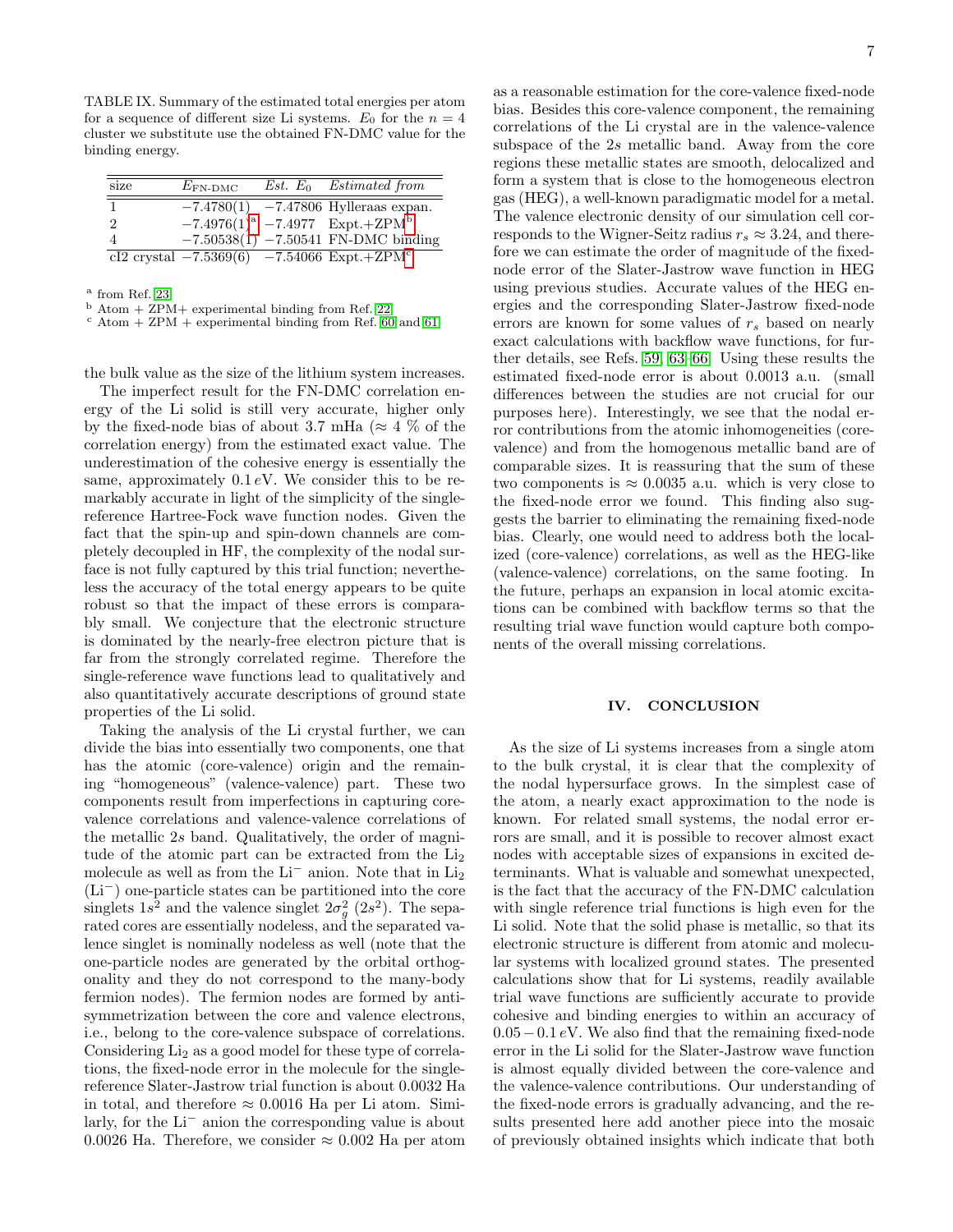TABLE IX. Summary of the estimated total energies per atom for a sequence of different size Li systems. $E_0$ for the $n = 4$ cluster we substitute use the obtained FN-DMC value for the binding energy.

| size | $E_{\text{FN-DMC}}$ | *Est.* $E_0$ | *Estimated from* |
|---|---|---|---|
| 1 | −7.4780(1) | −7.47806 | Hylleraas expan. |
| 2 | −7.4976(1)[a] | −7.4977 | Expt.+ZPM[b] |
| 4 | −7.50538(1) | −7.50541 | FN-DMC binding |
| cI2 crystal | −7.5369(6) | −7.54066 | Expt.+ZPM[c] |

[a] from Ref. [23]
[b] Atom + ZPM+ experimental binding from Ref. [22]
[c] Atom + ZPM + experimental binding from Ref. [60] and [61]

the bulk value as the size of the lithium system increases.

The imperfect result for the FN-DMC correlation energy of the Li solid is still very accurate, higher only by the fixed-node bias of about 3.7 mHa (≈ 4 % of the correlation energy) from the estimated exact value. The underestimation of the cohesive energy is essentially the same, approximately $0.1\,eV$. We consider this to be remarkably accurate in light of the simplicity of the single-reference Hartree-Fock wave function nodes. Given the fact that the spin-up and spin-down channels are completely decoupled in HF, the complexity of the nodal surface is not fully captured by this trial function; nevertheless the accuracy of the total energy appears to be quite robust so that the impact of these errors is comparably small. We conjecture that the electronic structure is dominated by the nearly-free electron picture that is far from the strongly correlated regime. Therefore the single-reference wave functions lead to qualitatively and also quantitatively accurate descriptions of ground state properties of the Li solid.

Taking the analysis of the Li crystal further, we can divide the bias into essentially two components, one that has the atomic (core-valence) origin and the remaining "homogeneous" (valence-valence) part. These two components result from imperfections in capturing core-valence correlations and valence-valence correlations of the metallic 2$s$ band. Qualitatively, the order of magnitude of the atomic part can be extracted from the $Li_2$ molecule as well as from the $Li^-$ anion. Note that in $Li_2$ ($Li^-$) one-particle states can be partitioned into the core singlets $1s^2$ and the valence singlet $2\sigma_g^2$ ($2s^2$). The separated cores are essentially nodeless, and the separated valence singlet is nominally nodeless as well (note that the one-particle nodes are generated by the orbital orthogonality and they do not correspond to the many-body fermion nodes). The fermion nodes are formed by antisymmetrization between the core and valence electrons, i.e., belong to the core-valence subspace of correlations. Considering $Li_2$ as a good model for these type of correlations, the fixed-node error in the molecule for the single-reference Slater-Jastrow trial function is about 0.0032 Ha in total, and therefore ≈ 0.0016 Ha per Li atom. Similarly, for the $Li^-$ anion the corresponding value is about 0.0026 Ha. Therefore, we consider ≈ 0.002 Ha per atom as a reasonable estimation for the core-valence fixed-node bias. Besides this core-valence component, the remaining correlations of the Li crystal are in the valence-valence subspace of the 2$s$ metallic band. Away from the core regions these metallic states are smooth, delocalized and form a system that is close to the homogeneous electron gas (HEG), a well-known paradigmatic model for a metal. The valence electronic density of our simulation cell corresponds to the Wigner-Seitz radius $r_s \approx 3.24$, and therefore we can estimate the order of magnitude of the fixed-node error of the Slater-Jastrow wave function in HEG using previous studies. Accurate values of the HEG energies and the corresponding Slater-Jastrow fixed-node errors are known for some values of $r_s$ based on nearly exact calculations with backflow wave functions, for further details, see Refs. [59, 63–66]. Using these results the estimated fixed-node error is about 0.0013 a.u. (small differences between the studies are not crucial for our purposes here). Interestingly, we see that the nodal error contributions from the atomic inhomogeneities (core-valence) and from the homogenous metallic band are of comparable sizes. It is reassuring that the sum of these two components is ≈ 0.0035 a.u. which is very close to the fixed-node error we found. This finding also suggests the barrier to eliminating the remaining fixed-node bias. Clearly, one would need to address both the localized (core-valence) correlations, as well as the HEG-like (valence-valence) correlations, on the same footing. In the future, perhaps an expansion in local atomic excitations can be combined with backflow terms so that the resulting trial wave function would capture both components of the overall missing correlations.

## IV. CONCLUSION

As the size of Li systems increases from a single atom to the bulk crystal, it is clear that the complexity of the nodal hypersurface grows. In the simplest case of the atom, a nearly exact approximation to the node is known. For related small systems, the nodal error errors are small, and it is possible to recover almost exact nodes with acceptable sizes of expansions in excited determinants. What is valuable and somewhat unexpected, is the fact that the accuracy of the FN-DMC calculation with single reference trial functions is high even for the Li solid. Note that the solid phase is metallic, so that its electronic structure is different from atomic and molecular systems with localized ground states. The presented calculations show that for Li systems, readily available trial wave functions are sufficiently accurate to provide cohesive and binding energies to within an accuracy of $0.05-0.1\,eV$. We also find that the remaining fixed-node error in the Li solid for the Slater-Jastrow wave function is almost equally divided between the core-valence and the valence-valence contributions. Our understanding of the fixed-node errors is gradually advancing, and the results presented here add another piece into the mosaic of previously obtained insights which indicate that both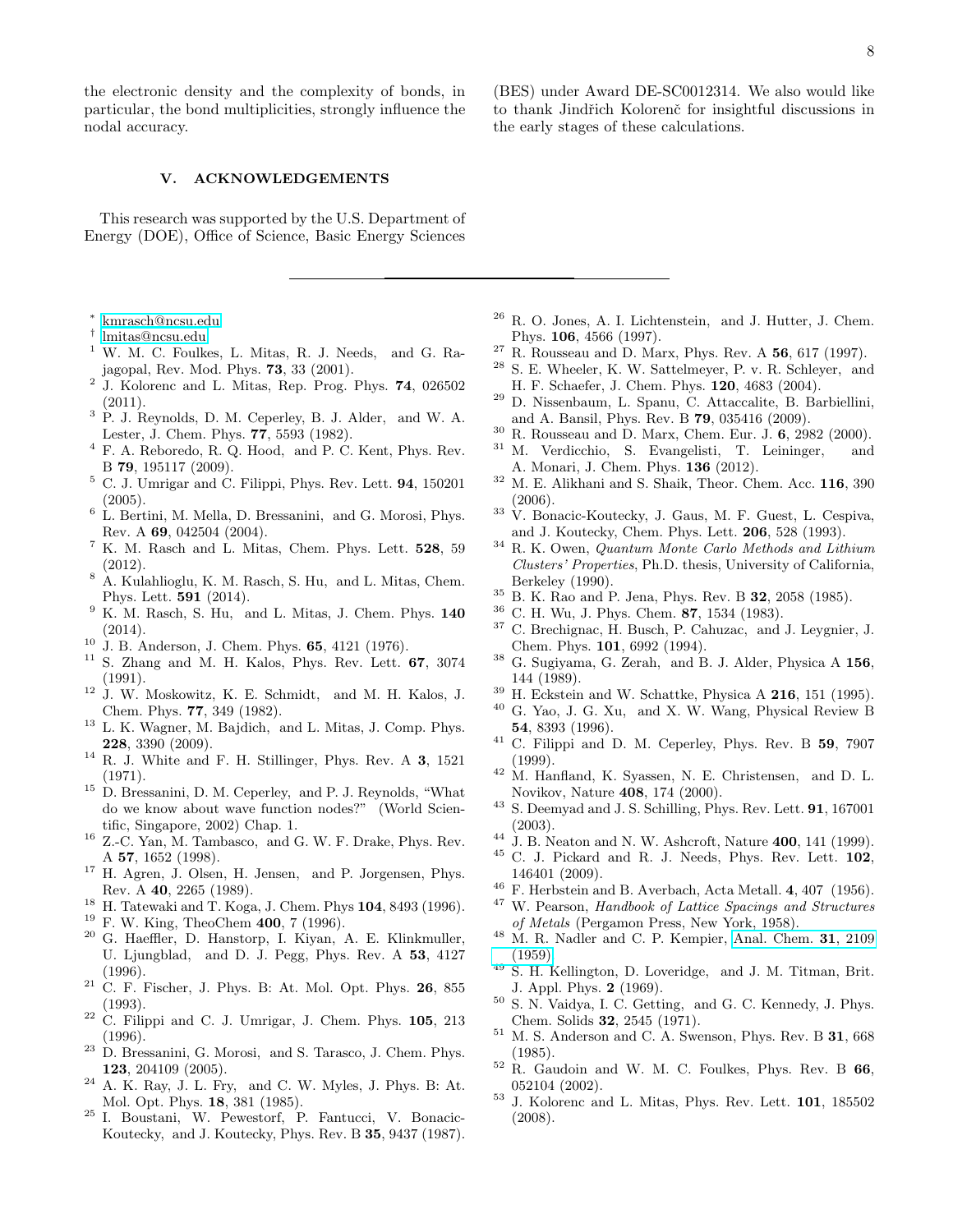the electronic density and the complexity of bonds, in particular, the bond multiplicities, strongly influence the nodal accuracy.

## V. ACKNOWLEDGEMENTS

This research was supported by the U.S. Department of Energy (DOE), Office of Science, Basic Energy Sciences (BES) under Award DE-SC0012314. We also would like to thank Jindřich Kolorenč for insightful discussions in the early stages of these calculations.

---

[*] kmrasch@ncsu.edu

[†] lmitas@ncsu.edu

[1] W. M. C. Foulkes, L. Mitas, R. J. Needs, and G. Rajagopal, Rev. Mod. Phys. **73**, 33 (2001).

[2] J. Kolorenc and L. Mitas, Rep. Prog. Phys. **74**, 026502 (2011).

[3] P. J. Reynolds, D. M. Ceperley, B. J. Alder, and W. A. Lester, J. Chem. Phys. **77**, 5593 (1982).

[4] F. A. Reboredo, R. Q. Hood, and P. C. Kent, Phys. Rev. B **79**, 195117 (2009).

[5] C. J. Umrigar and C. Filippi, Phys. Rev. Lett. **94**, 150201 (2005).

[6] L. Bertini, M. Mella, D. Bressanini, and G. Morosi, Phys. Rev. A **69**, 042504 (2004).

[7] K. M. Rasch and L. Mitas, Chem. Phys. Lett. **528**, 59 (2012).

[8] A. Kulahlioglu, K. M. Rasch, S. Hu, and L. Mitas, Chem. Phys. Lett. **591** (2014).

[9] K. M. Rasch, S. Hu, and L. Mitas, J. Chem. Phys. **140** (2014).

[10] J. B. Anderson, J. Chem. Phys. **65**, 4121 (1976).

[11] S. Zhang and M. H. Kalos, Phys. Rev. Lett. **67**, 3074 (1991).

[12] J. W. Moskowitz, K. E. Schmidt, and M. H. Kalos, J. Chem. Phys. **77**, 349 (1982).

[13] L. K. Wagner, M. Bajdich, and L. Mitas, J. Comp. Phys. **228**, 3390 (2009).

[14] R. J. White and F. H. Stillinger, Phys. Rev. A **3**, 1521 (1971).

[15] D. Bressanini, D. M. Ceperley, and P. J. Reynolds, "What do we know about wave function nodes?" (World Scientific, Singapore, 2002) Chap. 1.

[16] Z.-C. Yan, M. Tambasco, and G. W. F. Drake, Phys. Rev. A **57**, 1652 (1998).

[17] H. Agren, J. Olsen, H. Jensen, and P. Jorgensen, Phys. Rev. A **40**, 2265 (1989).

[18] H. Tatewaki and T. Koga, J. Chem. Phys **104**, 8493 (1996).

[19] F. W. King, TheoChem **400**, 7 (1996).

[20] G. Haeffler, D. Hanstorp, I. Kiyan, A. E. Klinkmuller, U. Ljungblad, and D. J. Pegg, Phys. Rev. A **53**, 4127 (1996).

[21] C. F. Fischer, J. Phys. B: At. Mol. Opt. Phys. **26**, 855 (1993).

[22] C. Filippi and C. J. Umrigar, J. Chem. Phys. **105**, 213 (1996).

[23] D. Bressanini, G. Morosi, and S. Tarasco, J. Chem. Phys. **123**, 204109 (2005).

[24] A. K. Ray, J. L. Fry, and C. W. Myles, J. Phys. B: At. Mol. Opt. Phys. **18**, 381 (1985).

[25] I. Boustani, W. Pewestorf, P. Fantucci, V. Bonacic-Koutecky, and J. Koutecky, Phys. Rev. B **35**, 9437 (1987).

[26] R. O. Jones, A. I. Lichtenstein, and J. Hutter, J. Chem. Phys. **106**, 4566 (1997).

[27] R. Rousseau and D. Marx, Phys. Rev. A **56**, 617 (1997).

[28] S. E. Wheeler, K. W. Sattelmeyer, P. v. R. Schleyer, and H. F. Schaefer, J. Chem. Phys. **120**, 4683 (2004).

[29] D. Nissenbaum, L. Spanu, C. Attaccalite, B. Barbiellini, and A. Bansil, Phys. Rev. B **79**, 035416 (2009).

[30] R. Rousseau and D. Marx, Chem. Eur. J. **6**, 2982 (2000).

[31] M. Verdicchio, S. Evangelisti, T. Leininger, and A. Monari, J. Chem. Phys. **136** (2012).

[32] M. E. Alikhani and S. Shaik, Theor. Chem. Acc. **116**, 390 (2006).

[33] V. Bonacic-Koutecky, J. Gaus, M. F. Guest, L. Cespiva, and J. Koutecky, Chem. Phys. Lett. **206**, 528 (1993).

[34] R. K. Owen, *Quantum Monte Carlo Methods and Lithium Clusters' Properties*, Ph.D. thesis, University of California, Berkeley (1990).

[35] B. K. Rao and P. Jena, Phys. Rev. B **32**, 2058 (1985).

[36] C. H. Wu, J. Phys. Chem. **87**, 1534 (1983).

[37] C. Brechignac, H. Busch, P. Cahuzac, and J. Leygnier, J. Chem. Phys. **101**, 6992 (1994).

[38] G. Sugiyama, G. Zerah, and B. J. Alder, Physica A **156**, 144 (1989).

[39] H. Eckstein and W. Schattke, Physica A **216**, 151 (1995).

[40] G. Yao, J. G. Xu, and X. W. Wang, Physical Review B **54**, 8393 (1996).

[41] C. Filippi and D. M. Ceperley, Phys. Rev. B **59**, 7907 (1999).

[42] M. Hanfland, K. Syassen, N. E. Christensen, and D. L. Novikov, Nature **408**, 174 (2000).

[43] S. Deemyad and J. S. Schilling, Phys. Rev. Lett. **91**, 167001 (2003).

[44] J. B. Neaton and N. W. Ashcroft, Nature **400**, 141 (1999).

[45] C. J. Pickard and R. J. Needs, Phys. Rev. Lett. **102**, 146401 (2009).

[46] F. Herbstein and B. Averbach, Acta Metall. **4**, 407 (1956).

[47] W. Pearson, *Handbook of Lattice Spacings and Structures of Metals* (Pergamon Press, New York, 1958).

[48] M. R. Nadler and C. P. Kempier, Anal. Chem. **31**, 2109 (1959).

[49] S. H. Kellington, D. Loveridge, and J. M. Titman, Brit. J. Appl. Phys. **2** (1969).

[50] S. N. Vaidya, I. C. Getting, and G. C. Kennedy, J. Phys. Chem. Solids **32**, 2545 (1971).

[51] M. S. Anderson and C. A. Swenson, Phys. Rev. B **31**, 668 (1985).

[52] R. Gaudoin and W. M. C. Foulkes, Phys. Rev. B **66**, 052104 (2002).

[53] J. Kolorenc and L. Mitas, Phys. Rev. Lett. **101**, 185502 (2008).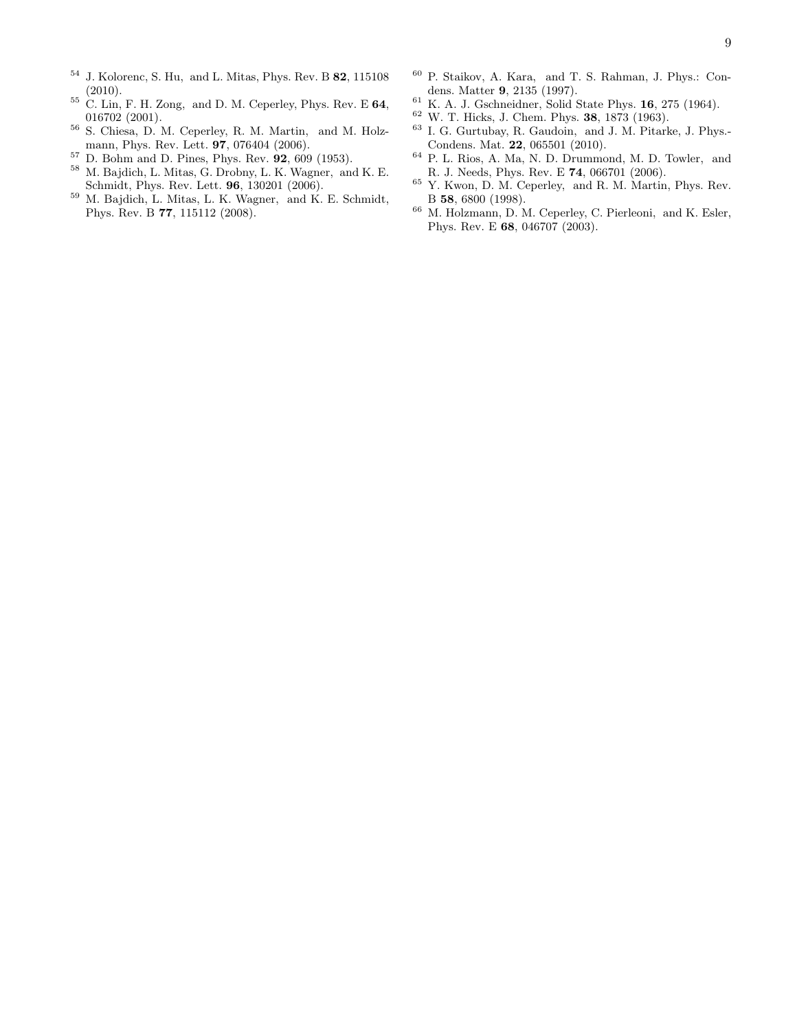[54] J. Kolorenc, S. Hu, and L. Mitas, Phys. Rev. B **82**, 115108 (2010).

[55] C. Lin, F. H. Zong, and D. M. Ceperley, Phys. Rev. E **64**, 016702 (2001).

[56] S. Chiesa, D. M. Ceperley, R. M. Martin, and M. Holzmann, Phys. Rev. Lett. **97**, 076404 (2006).

[57] D. Bohm and D. Pines, Phys. Rev. **92**, 609 (1953).

[58] M. Bajdich, L. Mitas, G. Drobny, L. K. Wagner, and K. E. Schmidt, Phys. Rev. Lett. **96**, 130201 (2006).

[59] M. Bajdich, L. Mitas, L. K. Wagner, and K. E. Schmidt, Phys. Rev. B **77**, 115112 (2008).

[60] P. Staikov, A. Kara, and T. S. Rahman, J. Phys.: Condens. Matter **9**, 2135 (1997).

[61] K. A. J. Gschneidner, Solid State Phys. **16**, 275 (1964).

[62] W. T. Hicks, J. Chem. Phys. **38**, 1873 (1963).

[63] I. G. Gurtubay, R. Gaudoin, and J. M. Pitarke, J. Phys.-Condens. Mat. **22**, 065501 (2010).

[64] P. L. Rios, A. Ma, N. D. Drummond, M. D. Towler, and R. J. Needs, Phys. Rev. E **74**, 066701 (2006).

[65] Y. Kwon, D. M. Ceperley, and R. M. Martin, Phys. Rev. B **58**, 6800 (1998).

[66] M. Holzmann, D. M. Ceperley, C. Pierleoni, and K. Esler, Phys. Rev. E **68**, 046707 (2003).